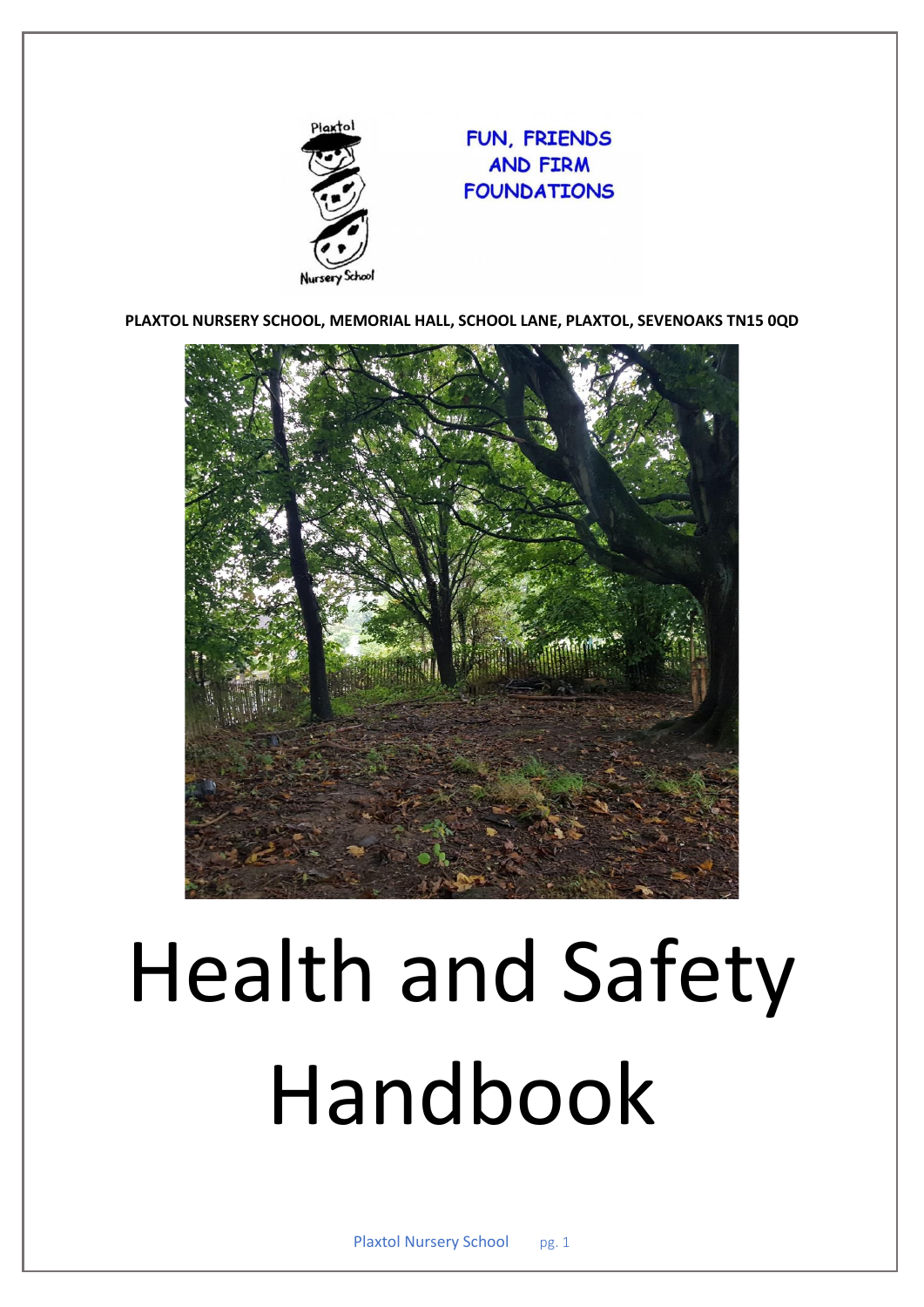FUN, FRIENDS AND FIRM FOUNDATIONS

**PLAXTOL NURSERY SCHOOL, MEMORIAL HALL, SCHOOL LANE, PLAXTOL, SEVENOAKS TN15 0QD**

# Health and Safety Handbook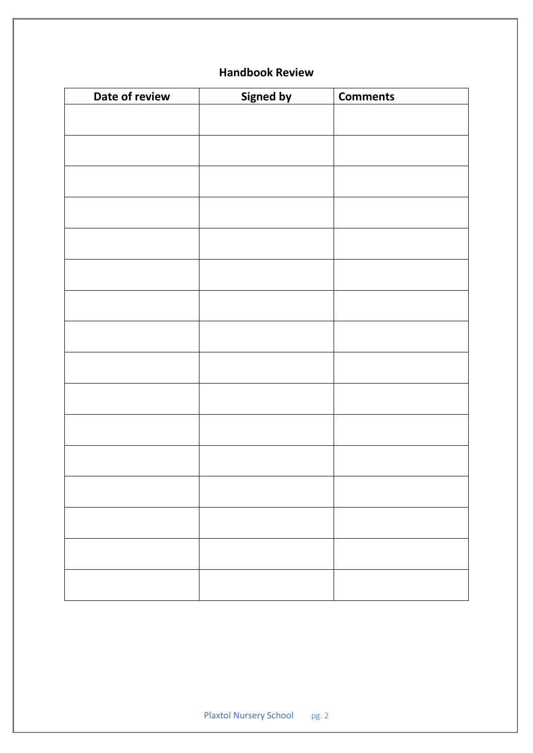## Handbook Review

| Date of review | Signed by | Comments |
|---|---|---|
| | | |
| | | |
| | | |
| | | |
| | | |
| | | |
| | | |
| | | |
| | | |
| | | |
| | | |
| | | |
| | | |
| | | |
| | | |
| | | |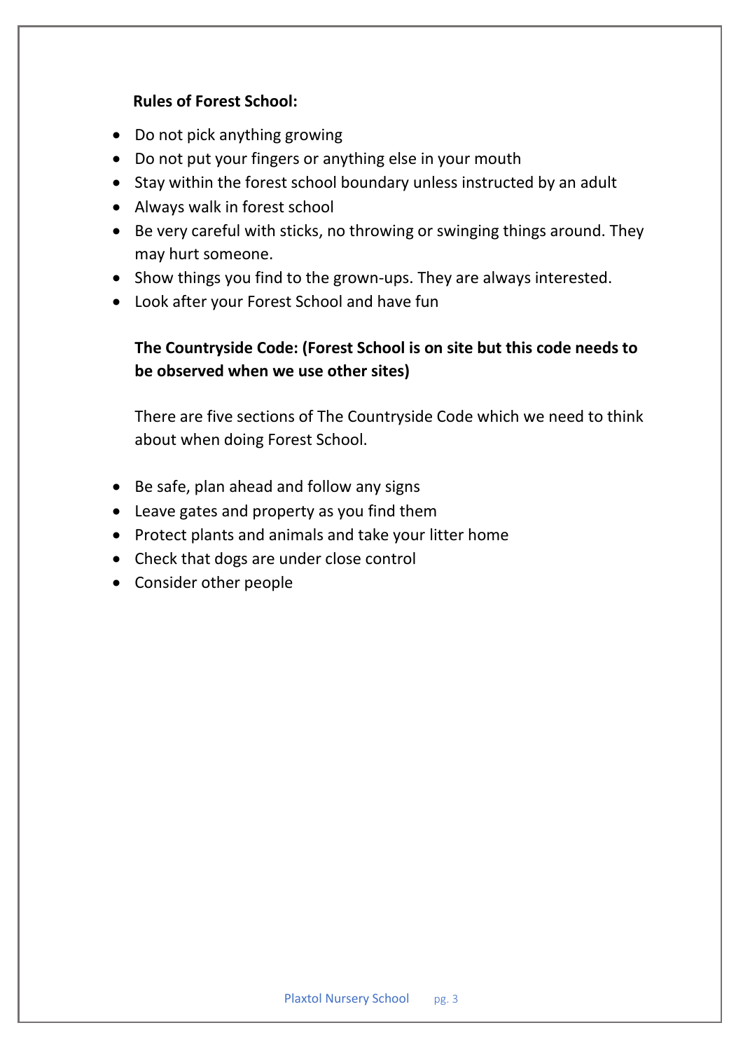**Rules of Forest School:**

- Do not pick anything growing
- Do not put your fingers or anything else in your mouth
- Stay within the forest school boundary unless instructed by an adult
- Always walk in forest school
- Be very careful with sticks, no throwing or swinging things around. They may hurt someone.
- Show things you find to the grown-ups. They are always interested.
- Look after your Forest School and have fun

**The Countryside Code: (Forest School is on site but this code needs to be observed when we use other sites)**

There are five sections of The Countryside Code which we need to think about when doing Forest School.

- Be safe, plan ahead and follow any signs
- Leave gates and property as you find them
- Protect plants and animals and take your litter home
- Check that dogs are under close control
- Consider other people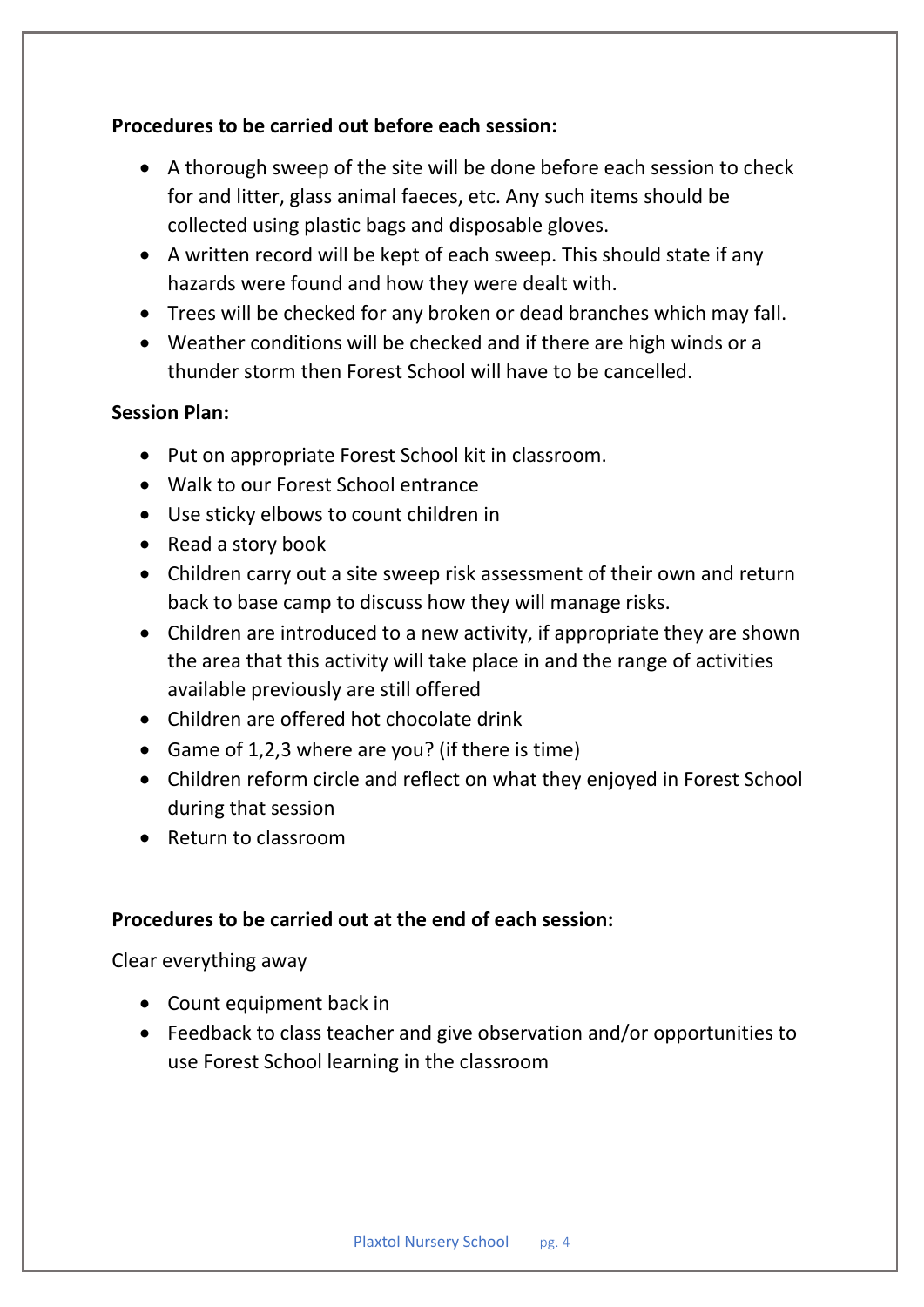**Procedures to be carried out before each session:**

- A thorough sweep of the site will be done before each session to check for and litter, glass animal faeces, etc. Any such items should be collected using plastic bags and disposable gloves.
- A written record will be kept of each sweep. This should state if any hazards were found and how they were dealt with.
- Trees will be checked for any broken or dead branches which may fall.
- Weather conditions will be checked and if there are high winds or a thunder storm then Forest School will have to be cancelled.

**Session Plan:**

- Put on appropriate Forest School kit in classroom.
- Walk to our Forest School entrance
- Use sticky elbows to count children in
- Read a story book
- Children carry out a site sweep risk assessment of their own and return back to base camp to discuss how they will manage risks.
- Children are introduced to a new activity, if appropriate they are shown the area that this activity will take place in and the range of activities available previously are still offered
- Children are offered hot chocolate drink
- Game of 1,2,3 where are you? (if there is time)
- Children reform circle and reflect on what they enjoyed in Forest School during that session
- Return to classroom

**Procedures to be carried out at the end of each session:**

Clear everything away

- Count equipment back in
- Feedback to class teacher and give observation and/or opportunities to use Forest School learning in the classroom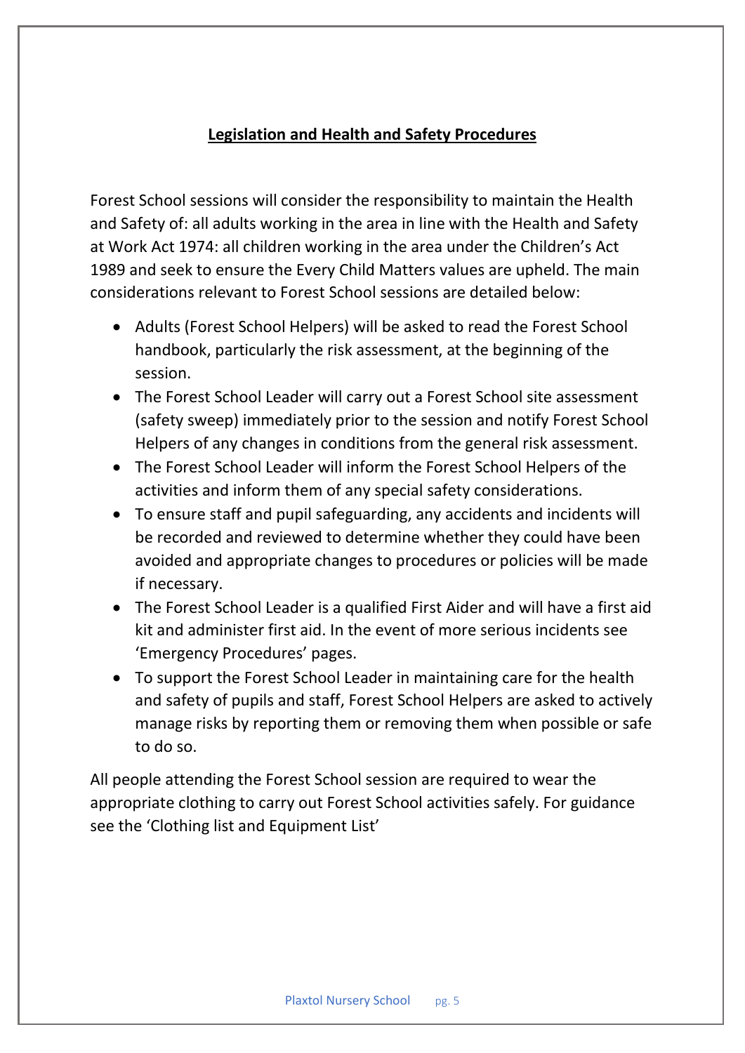## Legislation and Health and Safety Procedures

Forest School sessions will consider the responsibility to maintain the Health and Safety of: all adults working in the area in line with the Health and Safety at Work Act 1974: all children working in the area under the Children's Act 1989 and seek to ensure the Every Child Matters values are upheld. The main considerations relevant to Forest School sessions are detailed below:

- Adults (Forest School Helpers) will be asked to read the Forest School handbook, particularly the risk assessment, at the beginning of the session.
- The Forest School Leader will carry out a Forest School site assessment (safety sweep) immediately prior to the session and notify Forest School Helpers of any changes in conditions from the general risk assessment.
- The Forest School Leader will inform the Forest School Helpers of the activities and inform them of any special safety considerations.
- To ensure staff and pupil safeguarding, any accidents and incidents will be recorded and reviewed to determine whether they could have been avoided and appropriate changes to procedures or policies will be made if necessary.
- The Forest School Leader is a qualified First Aider and will have a first aid kit and administer first aid. In the event of more serious incidents see 'Emergency Procedures' pages.
- To support the Forest School Leader in maintaining care for the health and safety of pupils and staff, Forest School Helpers are asked to actively manage risks by reporting them or removing them when possible or safe to do so.

All people attending the Forest School session are required to wear the appropriate clothing to carry out Forest School activities safely. For guidance see the 'Clothing list and Equipment List'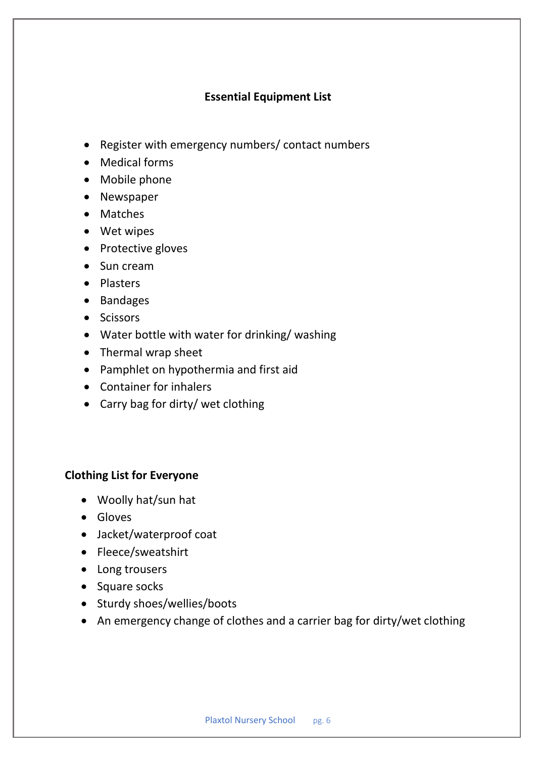## Essential Equipment List

- Register with emergency numbers/ contact numbers
- Medical forms
- Mobile phone
- Newspaper
- Matches
- Wet wipes
- Protective gloves
- Sun cream
- Plasters
- Bandages
- Scissors
- Water bottle with water for drinking/ washing
- Thermal wrap sheet
- Pamphlet on hypothermia and first aid
- Container for inhalers
- Carry bag for dirty/ wet clothing

## Clothing List for Everyone

- Woolly hat/sun hat
- Gloves
- Jacket/waterproof coat
- Fleece/sweatshirt
- Long trousers
- Square socks
- Sturdy shoes/wellies/boots
- An emergency change of clothes and a carrier bag for dirty/wet clothing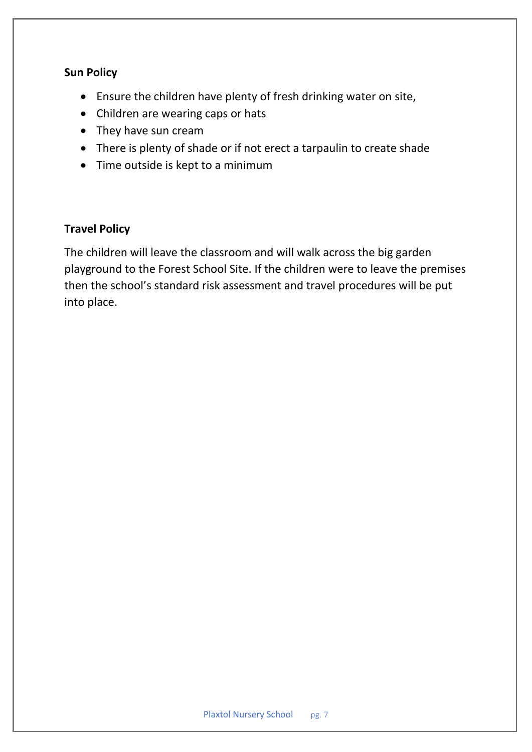**Sun Policy**

- Ensure the children have plenty of fresh drinking water on site,
- Children are wearing caps or hats
- They have sun cream
- There is plenty of shade or if not erect a tarpaulin to create shade
- Time outside is kept to a minimum

**Travel Policy**

The children will leave the classroom and will walk across the big garden playground to the Forest School Site. If the children were to leave the premises then the school's standard risk assessment and travel procedures will be put into place.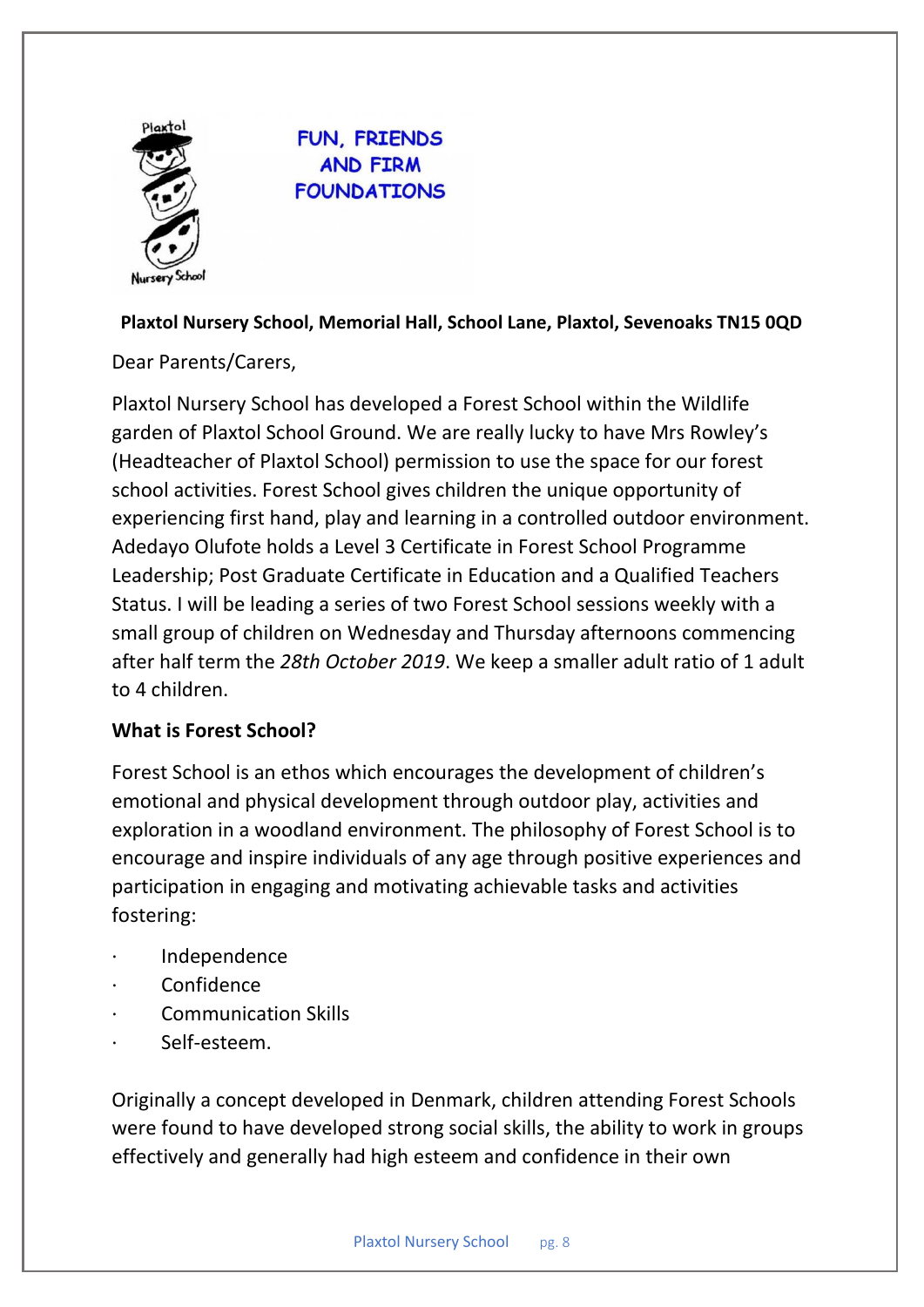FUN, FRIENDS AND FIRM FOUNDATIONS

**Plaxtol Nursery School, Memorial Hall, School Lane, Plaxtol, Sevenoaks TN15 0QD**

Dear Parents/Carers,

Plaxtol Nursery School has developed a Forest School within the Wildlife garden of Plaxtol School Ground. We are really lucky to have Mrs Rowley's (Headteacher of Plaxtol School) permission to use the space for our forest school activities. Forest School gives children the unique opportunity of experiencing first hand, play and learning in a controlled outdoor environment. Adedayo Olufote holds a Level 3 Certificate in Forest School Programme Leadership; Post Graduate Certificate in Education and a Qualified Teachers Status. I will be leading a series of two Forest School sessions weekly with a small group of children on Wednesday and Thursday afternoons commencing after half term the *28th October 2019*. We keep a smaller adult ratio of 1 adult to 4 children.

**What is Forest School?**

Forest School is an ethos which encourages the development of children's emotional and physical development through outdoor play, activities and exploration in a woodland environment. The philosophy of Forest School is to encourage and inspire individuals of any age through positive experiences and participation in engaging and motivating achievable tasks and activities fostering:

- Independence
- Confidence
- Communication Skills
- Self-esteem.

Originally a concept developed in Denmark, children attending Forest Schools were found to have developed strong social skills, the ability to work in groups effectively and generally had high esteem and confidence in their own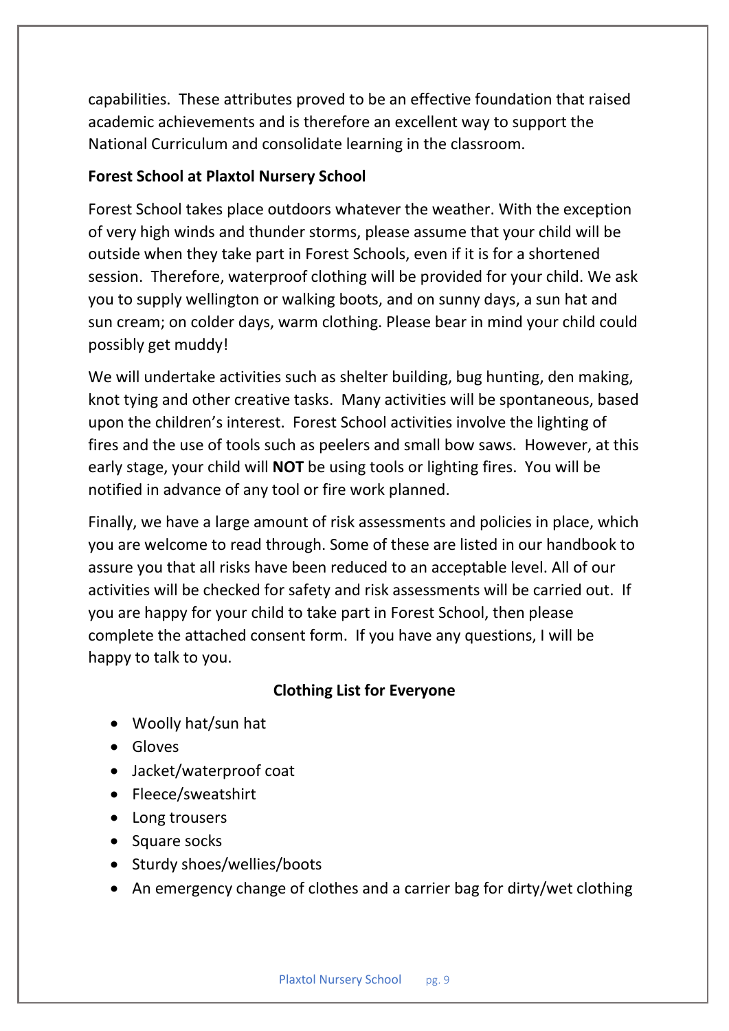capabilities. These attributes proved to be an effective foundation that raised academic achievements and is therefore an excellent way to support the National Curriculum and consolidate learning in the classroom.

**Forest School at Plaxtol Nursery School**

Forest School takes place outdoors whatever the weather. With the exception of very high winds and thunder storms, please assume that your child will be outside when they take part in Forest Schools, even if it is for a shortened session. Therefore, waterproof clothing will be provided for your child. We ask you to supply wellington or walking boots, and on sunny days, a sun hat and sun cream; on colder days, warm clothing. Please bear in mind your child could possibly get muddy!

We will undertake activities such as shelter building, bug hunting, den making, knot tying and other creative tasks. Many activities will be spontaneous, based upon the children's interest. Forest School activities involve the lighting of fires and the use of tools such as peelers and small bow saws. However, at this early stage, your child will **NOT** be using tools or lighting fires. You will be notified in advance of any tool or fire work planned.

Finally, we have a large amount of risk assessments and policies in place, which you are welcome to read through. Some of these are listed in our handbook to assure you that all risks have been reduced to an acceptable level. All of our activities will be checked for safety and risk assessments will be carried out. If you are happy for your child to take part in Forest School, then please complete the attached consent form. If you have any questions, I will be happy to talk to you.

**Clothing List for Everyone**

- Woolly hat/sun hat
- Gloves
- Jacket/waterproof coat
- Fleece/sweatshirt
- Long trousers
- Square socks
- Sturdy shoes/wellies/boots
- An emergency change of clothes and a carrier bag for dirty/wet clothing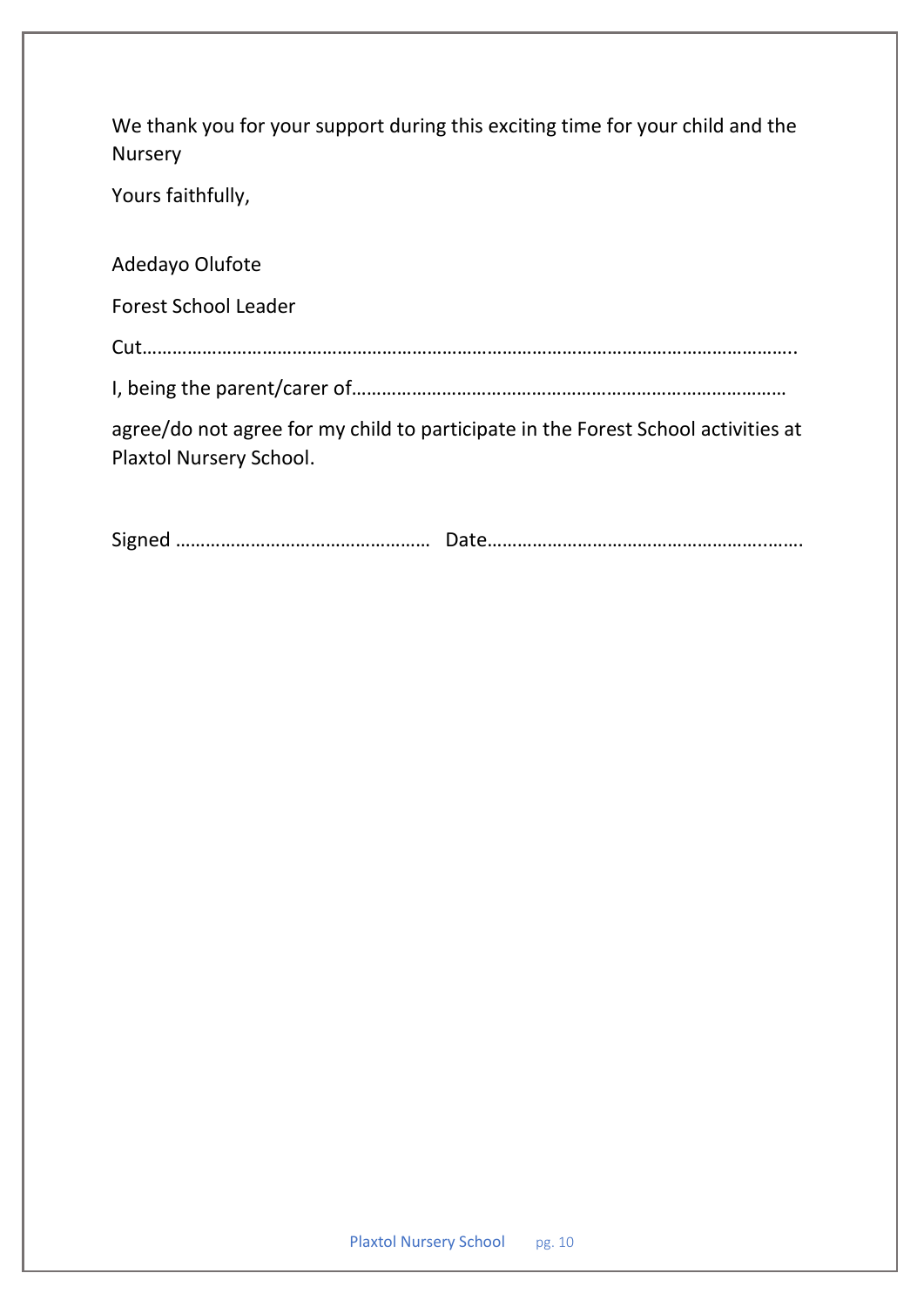We thank you for your support during this exciting time for your child and the Nursery

Yours faithfully,

Adedayo Olufote

Forest School Leader

Cut……………………………………………………………………………………………………………………..

I, being the parent/carer of…………………………………………………………………………

agree/do not agree for my child to participate in the Forest School activities at Plaxtol Nursery School.

Signed ……………………………………………  Date……………………………………………………..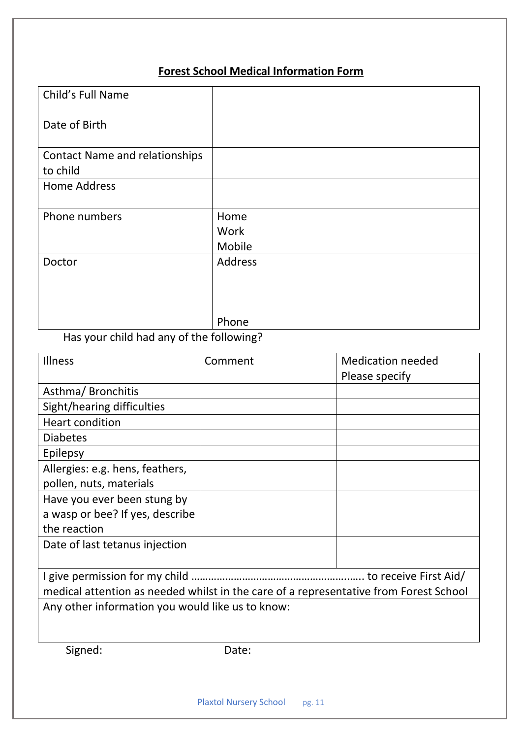**Forest School Medical Information Form**

| | |
|---|---|
| Child's Full Name | |
| Date of Birth | |
| Contact Name and relationships to child | |
| Home Address | |
| Phone numbers | Home<br>Work<br>Mobile |
| Doctor | Address<br><br><br>Phone |

Has your child had any of the following?

| Illness | Comment | Medication needed Please specify |
|---|---|---|
| Asthma/ Bronchitis | | |
| Sight/hearing difficulties | | |
| Heart condition | | |
| Diabetes | | |
| Epilepsy | | |
| Allergies: e.g. hens, feathers, pollen, nuts, materials | | |
| Have you ever been stung by a wasp or bee? If yes, describe the reaction | | |
| Date of last tetanus injection | | |
| I give permission for my child …………………………………………………... to receive First Aid/ medical attention as needed whilst in the care of a representative from Forest School | | |
| Any other information you would like us to know: | | |

Signed: Date: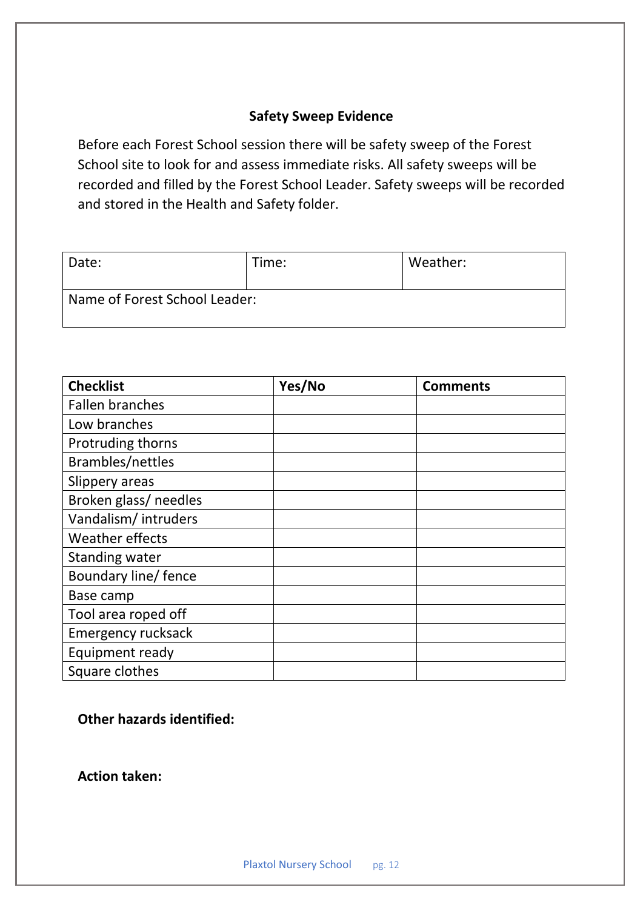## Safety Sweep Evidence

Before each Forest School session there will be safety sweep of the Forest School site to look for and assess immediate risks. All safety sweeps will be recorded and filled by the Forest School Leader. Safety sweeps will be recorded and stored in the Health and Safety folder.

| Date: | Time: | Weather: |
|---|---|---|
| Name of Forest School Leader: | | |

| Checklist | Yes/No | Comments |
|---|---|---|
| Fallen branches | | |
| Low branches | | |
| Protruding thorns | | |
| Brambles/nettles | | |
| Slippery areas | | |
| Broken glass/ needles | | |
| Vandalism/ intruders | | |
| Weather effects | | |
| Standing water | | |
| Boundary line/ fence | | |
| Base camp | | |
| Tool area roped off | | |
| Emergency rucksack | | |
| Equipment ready | | |
| Square clothes | | |

**Other hazards identified:**

**Action taken:**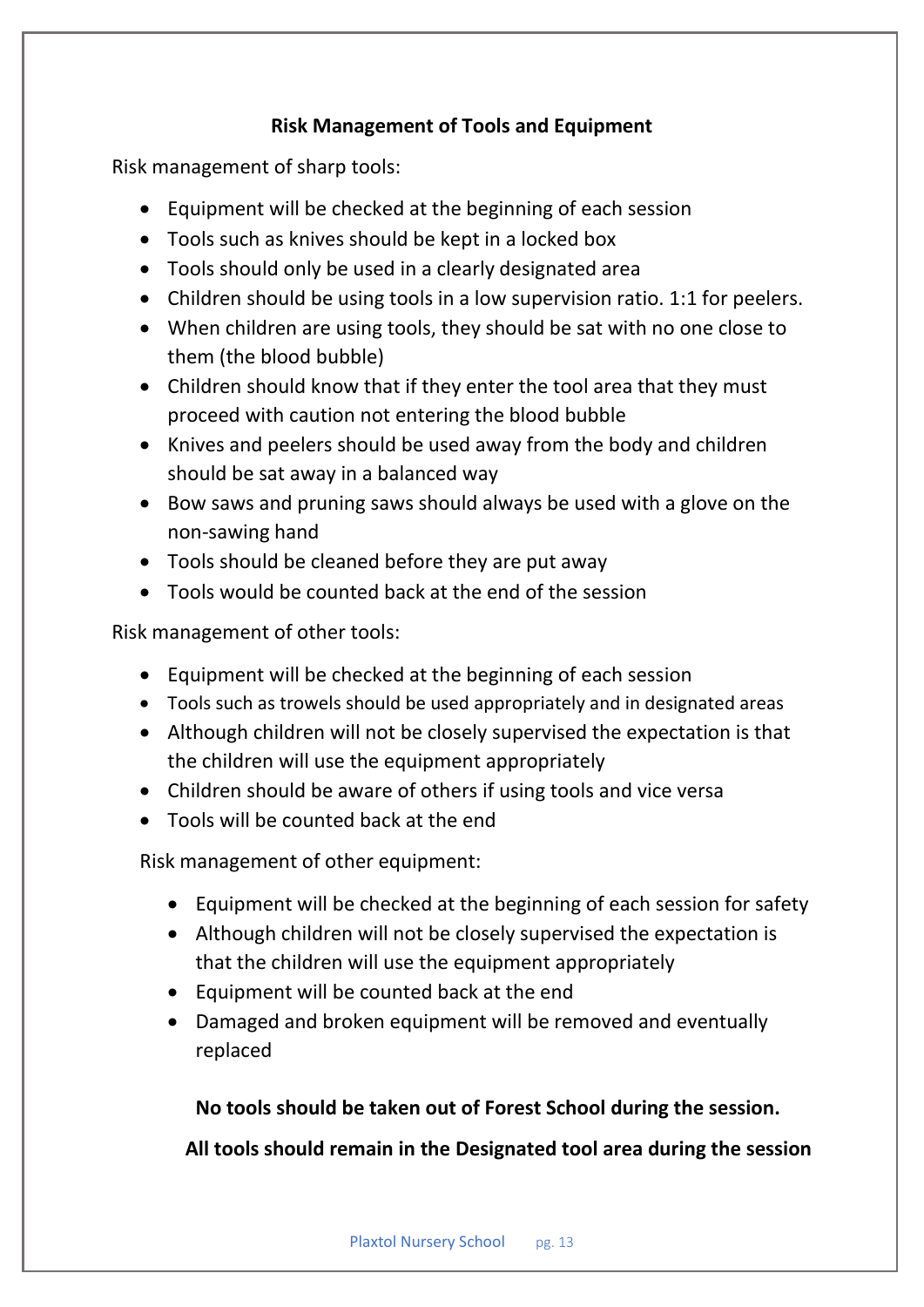## Risk Management of Tools and Equipment

Risk management of sharp tools:

- Equipment will be checked at the beginning of each session
- Tools such as knives should be kept in a locked box
- Tools should only be used in a clearly designated area
- Children should be using tools in a low supervision ratio. 1:1 for peelers.
- When children are using tools, they should be sat with no one close to them (the blood bubble)
- Children should know that if they enter the tool area that they must proceed with caution not entering the blood bubble
- Knives and peelers should be used away from the body and children should be sat away in a balanced way
- Bow saws and pruning saws should always be used with a glove on the non-sawing hand
- Tools should be cleaned before they are put away
- Tools would be counted back at the end of the session

Risk management of other tools:

- Equipment will be checked at the beginning of each session
- Tools such as trowels should be used appropriately and in designated areas
- Although children will not be closely supervised the expectation is that the children will use the equipment appropriately
- Children should be aware of others if using tools and vice versa
- Tools will be counted back at the end

Risk management of other equipment:

- Equipment will be checked at the beginning of each session for safety
- Although children will not be closely supervised the expectation is that the children will use the equipment appropriately
- Equipment will be counted back at the end
- Damaged and broken equipment will be removed and eventually replaced

**No tools should be taken out of Forest School during the session.**

**All tools should remain in the Designated tool area during the session**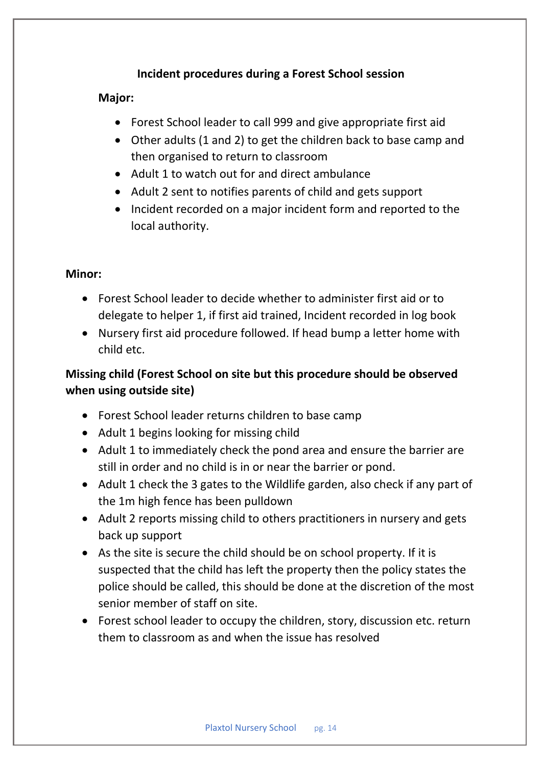**Incident procedures during a Forest School session**

**Major:**

- Forest School leader to call 999 and give appropriate first aid
- Other adults (1 and 2) to get the children back to base camp and then organised to return to classroom
- Adult 1 to watch out for and direct ambulance
- Adult 2 sent to notifies parents of child and gets support
- Incident recorded on a major incident form and reported to the local authority.

**Minor:**

- Forest School leader to decide whether to administer first aid or to delegate to helper 1, if first aid trained, Incident recorded in log book
- Nursery first aid procedure followed. If head bump a letter home with child etc.

**Missing child (Forest School on site but this procedure should be observed when using outside site)**

- Forest School leader returns children to base camp
- Adult 1 begins looking for missing child
- Adult 1 to immediately check the pond area and ensure the barrier are still in order and no child is in or near the barrier or pond.
- Adult 1 check the 3 gates to the Wildlife garden, also check if any part of the 1m high fence has been pulldown
- Adult 2 reports missing child to others practitioners in nursery and gets back up support
- As the site is secure the child should be on school property. If it is suspected that the child has left the property then the policy states the police should be called, this should be done at the discretion of the most senior member of staff on site.
- Forest school leader to occupy the children, story, discussion etc. return them to classroom as and when the issue has resolved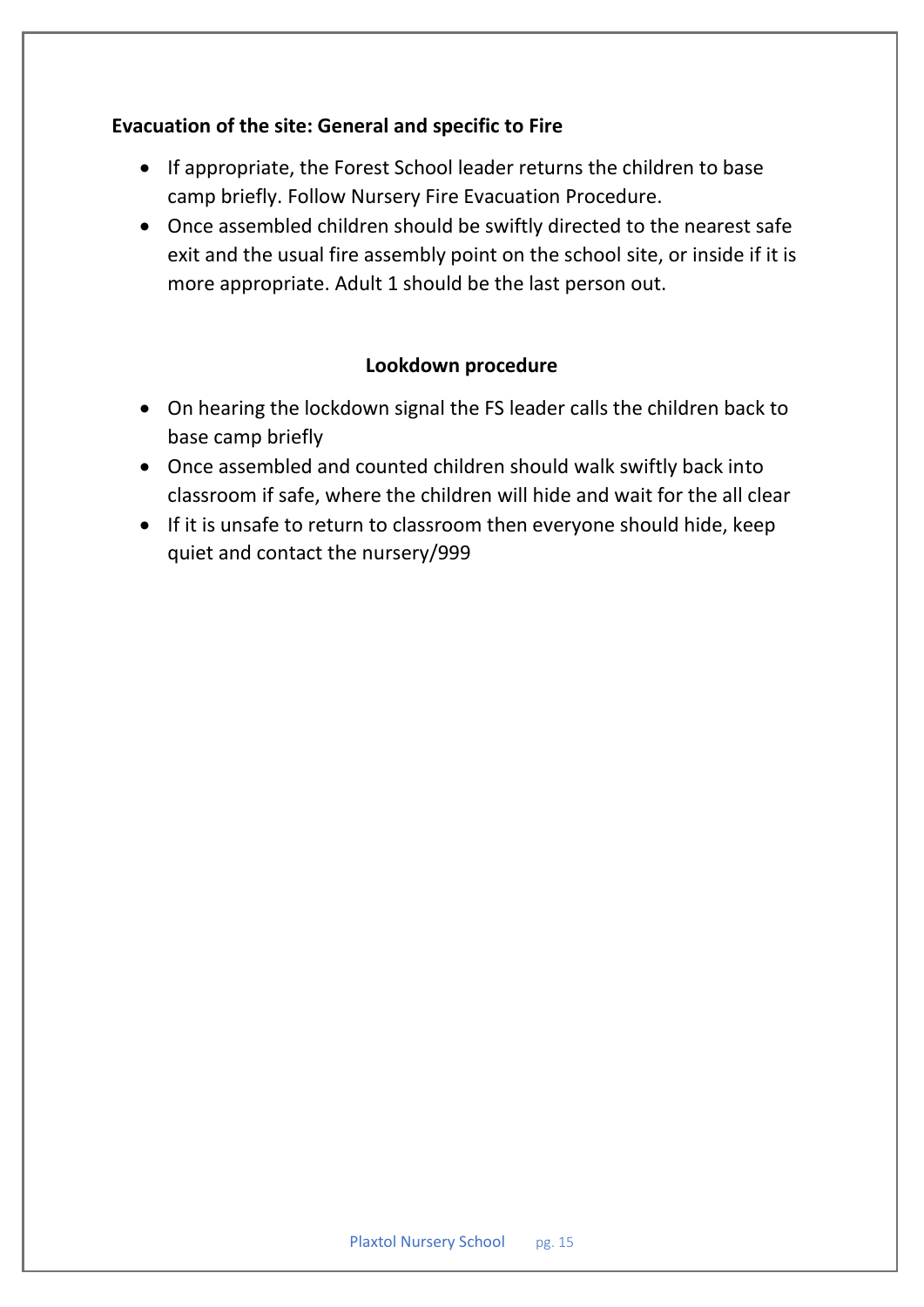**Evacuation of the site: General and specific to Fire**

- If appropriate, the Forest School leader returns the children to base camp briefly. Follow Nursery Fire Evacuation Procedure.
- Once assembled children should be swiftly directed to the nearest safe exit and the usual fire assembly point on the school site, or inside if it is more appropriate. Adult 1 should be the last person out.

**Lookdown procedure**

- On hearing the lockdown signal the FS leader calls the children back to base camp briefly
- Once assembled and counted children should walk swiftly back into classroom if safe, where the children will hide and wait for the all clear
- If it is unsafe to return to classroom then everyone should hide, keep quiet and contact the nursery/999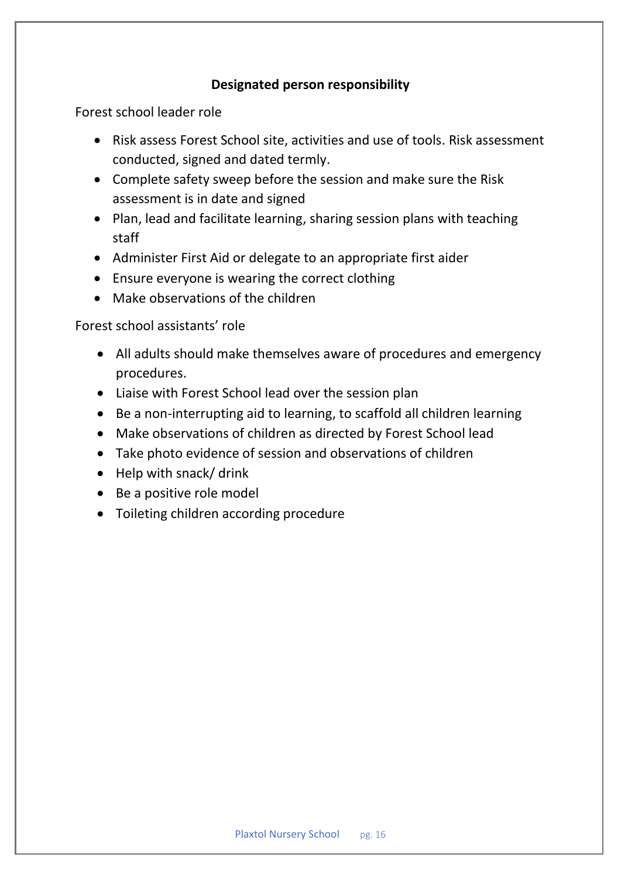## Designated person responsibility

Forest school leader role

- Risk assess Forest School site, activities and use of tools. Risk assessment conducted, signed and dated termly.
- Complete safety sweep before the session and make sure the Risk assessment is in date and signed
- Plan, lead and facilitate learning, sharing session plans with teaching staff
- Administer First Aid or delegate to an appropriate first aider
- Ensure everyone is wearing the correct clothing
- Make observations of the children

Forest school assistants' role

- All adults should make themselves aware of procedures and emergency procedures.
- Liaise with Forest School lead over the session plan
- Be a non-interrupting aid to learning, to scaffold all children learning
- Make observations of children as directed by Forest School lead
- Take photo evidence of session and observations of children
- Help with snack/ drink
- Be a positive role model
- Toileting children according procedure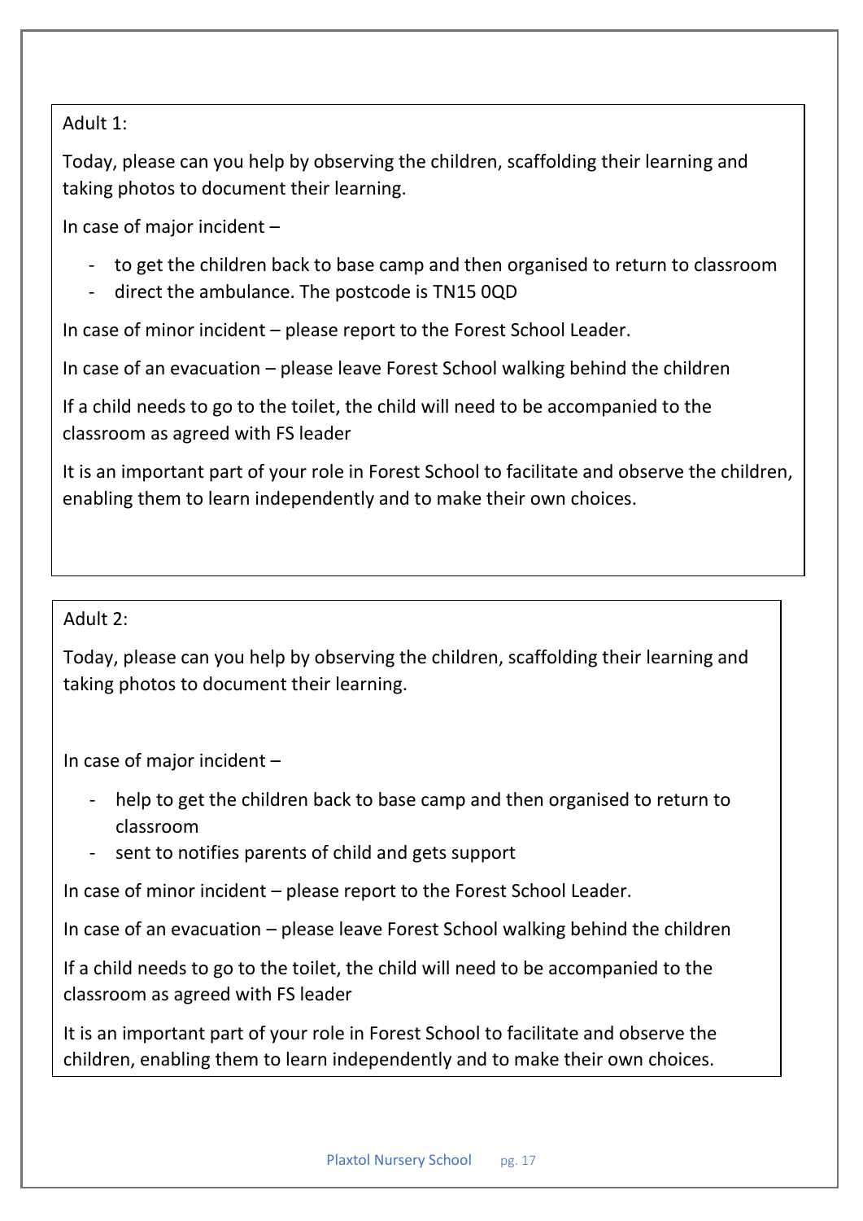Adult 1:

Today, please can you help by observing the children, scaffolding their learning and taking photos to document their learning.

In case of major incident –

- to get the children back to base camp and then organised to return to classroom
- direct the ambulance. The postcode is TN15 0QD

In case of minor incident – please report to the Forest School Leader.

In case of an evacuation – please leave Forest School walking behind the children

If a child needs to go to the toilet, the child will need to be accompanied to the classroom as agreed with FS leader

It is an important part of your role in Forest School to facilitate and observe the children, enabling them to learn independently and to make their own choices.

Adult 2:

Today, please can you help by observing the children, scaffolding their learning and taking photos to document their learning.

In case of major incident –

- help to get the children back to base camp and then organised to return to classroom
- sent to notifies parents of child and gets support

In case of minor incident – please report to the Forest School Leader.

In case of an evacuation – please leave Forest School walking behind the children

If a child needs to go to the toilet, the child will need to be accompanied to the classroom as agreed with FS leader

It is an important part of your role in Forest School to facilitate and observe the children, enabling them to learn independently and to make their own choices.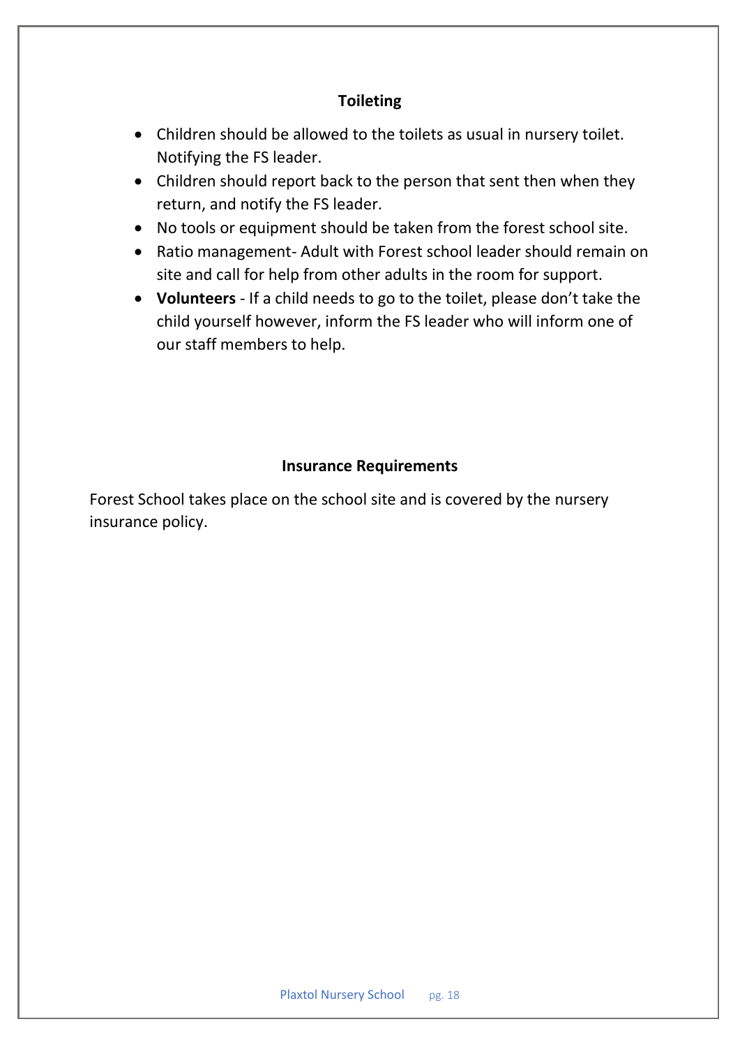## Toileting

- Children should be allowed to the toilets as usual in nursery toilet. Notifying the FS leader.
- Children should report back to the person that sent then when they return, and notify the FS leader.
- No tools or equipment should be taken from the forest school site.
- Ratio management- Adult with Forest school leader should remain on site and call for help from other adults in the room for support.
- **Volunteers** - If a child needs to go to the toilet, please don't take the child yourself however, inform the FS leader who will inform one of our staff members to help.

## Insurance Requirements

Forest School takes place on the school site and is covered by the nursery insurance policy.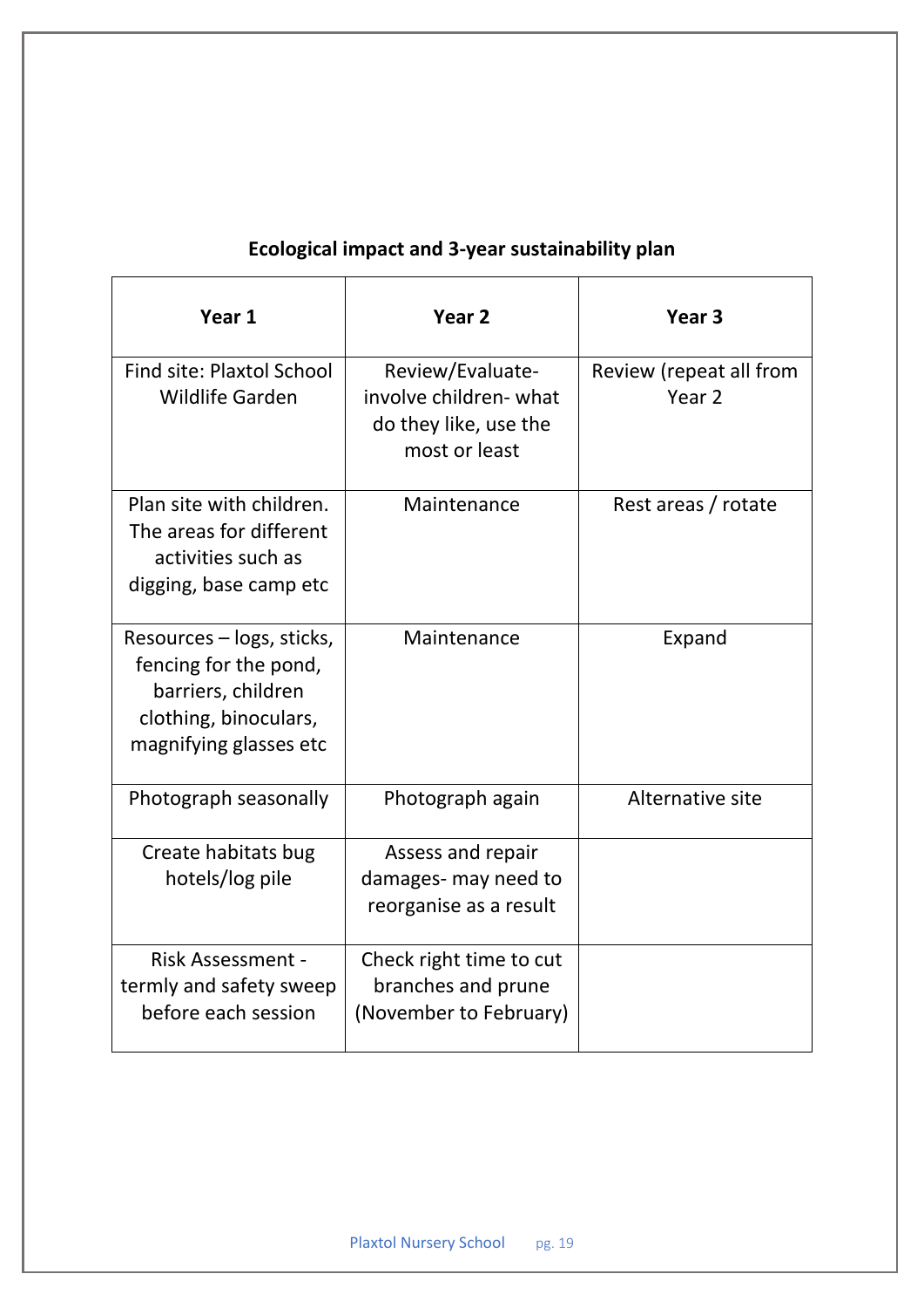**Ecological impact and 3-year sustainability plan**

| Year 1 | Year 2 | Year 3 |
|---|---|---|
| Find site: Plaxtol School Wildlife Garden | Review/Evaluate- involve children- what do they like, use the most or least | Review (repeat all from Year 2 |
| Plan site with children. The areas for different activities such as digging, base camp etc | Maintenance | Rest areas / rotate |
| Resources – logs, sticks, fencing for the pond, barriers, children clothing, binoculars, magnifying glasses etc | Maintenance | Expand |
| Photograph seasonally | Photograph again | Alternative site |
| Create habitats bug hotels/log pile | Assess and repair damages- may need to reorganise as a result | |
| Risk Assessment - termly and safety sweep before each session | Check right time to cut branches and prune (November to February) | |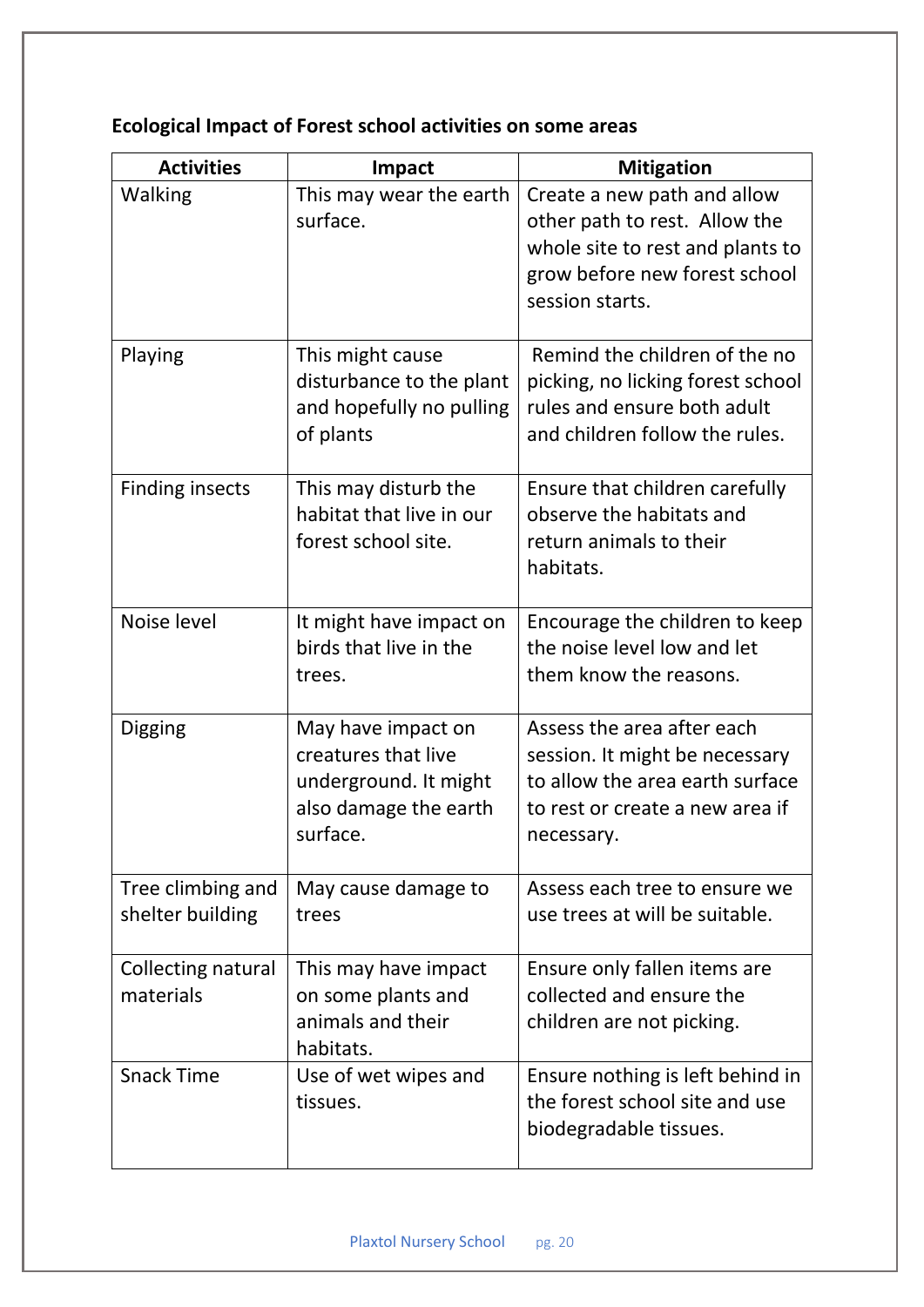**Ecological Impact of Forest school activities on some areas**

| Activities | Impact | Mitigation |
| --- | --- | --- |
| Walking | This may wear the earth surface. | Create a new path and allow other path to rest. Allow the whole site to rest and plants to grow before new forest school session starts. |
| Playing | This might cause disturbance to the plant and hopefully no pulling of plants | Remind the children of the no picking, no licking forest school rules and ensure both adult and children follow the rules. |
| Finding insects | This may disturb the habitat that live in our forest school site. | Ensure that children carefully observe the habitats and return animals to their habitats. |
| Noise level | It might have impact on birds that live in the trees. | Encourage the children to keep the noise level low and let them know the reasons. |
| Digging | May have impact on creatures that live underground. It might also damage the earth surface. | Assess the area after each session. It might be necessary to allow the area earth surface to rest or create a new area if necessary. |
| Tree climbing and shelter building | May cause damage to trees | Assess each tree to ensure we use trees at will be suitable. |
| Collecting natural materials | This may have impact on some plants and animals and their habitats. | Ensure only fallen items are collected and ensure the children are not picking. |
| Snack Time | Use of wet wipes and tissues. | Ensure nothing is left behind in the forest school site and use biodegradable tissues. |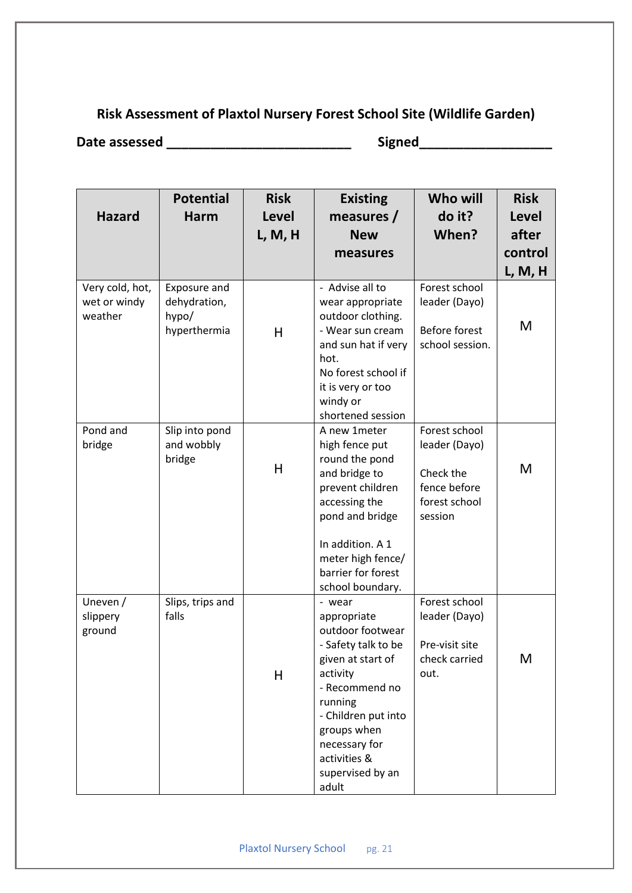**Risk Assessment of Plaxtol Nursery Forest School Site (Wildlife Garden)**

**Date assessed ________________________ Signed_________________**

| Hazard | Potential Harm | Risk Level L, M, H | Existing measures / New measures | Who will do it? When? | Risk Level after control L, M, H |
|---|---|---|---|---|---|
| Very cold, hot, wet or windy weather | Exposure and dehydration, hypo/ hyperthermia | H | - Advise all to wear appropriate outdoor clothing.<br>- Wear sun cream and sun hat if very hot.<br>No forest school if it is very or too windy or shortened session | Forest school leader (Dayo)<br><br>Before forest school session. | M |
| Pond and bridge | Slip into pond and wobbly bridge | H | A new 1meter high fence put round the pond and bridge to prevent children accessing the pond and bridge<br><br>In addition. A 1 meter high fence/ barrier for forest school boundary. | Forest school leader (Dayo)<br><br>Check the fence before forest school session | M |
| Uneven / slippery ground | Slips, trips and falls | H | - wear appropriate outdoor footwear<br>- Safety talk to be given at start of activity<br>- Recommend no running<br>- Children put into groups when necessary for activities & supervised by an adult | Forest school leader (Dayo)<br><br>Pre-visit site check carried out. | M |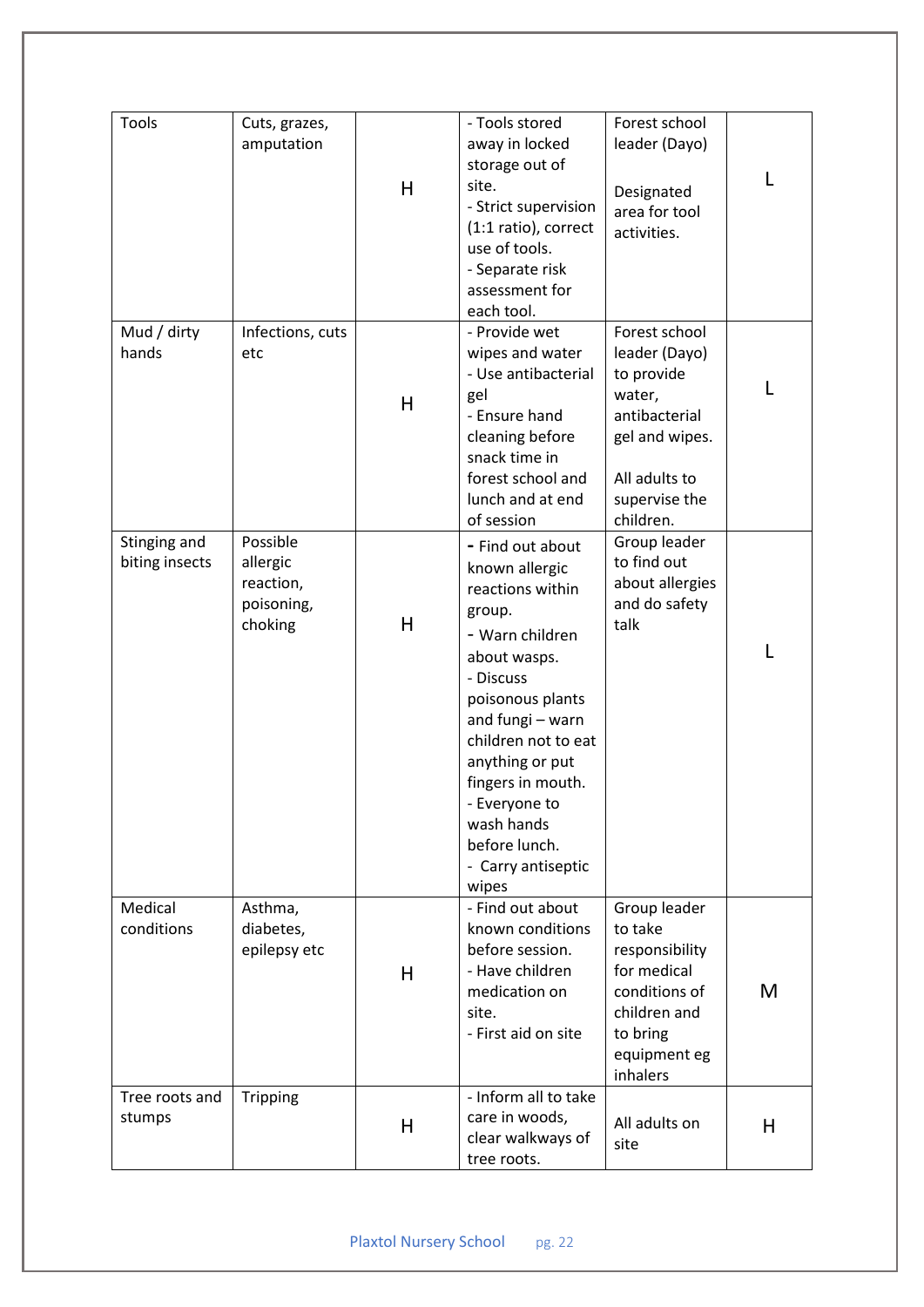| Tools | Cuts, grazes, amputation | H | - Tools stored away in locked storage out of site.<br>- Strict supervision (1:1 ratio), correct use of tools.<br>- Separate risk assessment for each tool. | Forest school leader (Dayo)<br><br>Designated area for tool activities. | L |
|---|---|---|---|---|---|
| Mud / dirty hands | Infections, cuts etc | H | - Provide wet wipes and water<br>- Use antibacterial gel<br>- Ensure hand cleaning before snack time in forest school and lunch and at end of session | Forest school leader (Dayo) to provide water, antibacterial gel and wipes.<br><br>All adults to supervise the children. | L |
| Stinging and biting insects | Possible allergic reaction, poisoning, choking | H | - Find out about known allergic reactions within group.<br>- Warn children about wasps.<br>- Discuss poisonous plants and fungi – warn children not to eat anything or put fingers in mouth.<br>- Everyone to wash hands before lunch.<br>- Carry antiseptic wipes | Group leader to find out about allergies and do safety talk | L |
| Medical conditions | Asthma, diabetes, epilepsy etc | H | - Find out about known conditions before session.<br>- Have children medication on site.<br>- First aid on site | Group leader to take responsibility for medical conditions of children and to bring equipment eg inhalers | M |
| Tree roots and stumps | Tripping | H | - Inform all to take care in woods, clear walkways of tree roots. | All adults on site | H |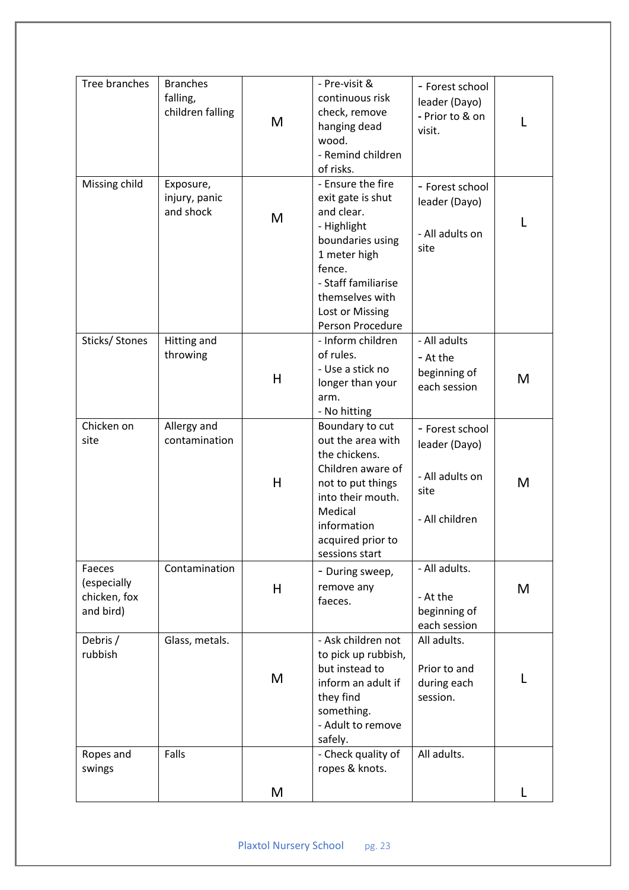| Tree branches | Branches falling, children falling | M | - Pre-visit & continuous risk check, remove hanging dead wood.<br>- Remind children of risks. | - Forest school leader (Dayo)<br>- Prior to & on visit. | L |
|---|---|---|---|---|---|
| Missing child | Exposure, injury, panic and shock | M | - Ensure the fire exit gate is shut and clear.<br>- Highlight boundaries using 1 meter high fence.<br>- Staff familiarise themselves with Lost or Missing Person Procedure | - Forest school leader (Dayo)<br><br>- All adults on site | L |
| Sticks/ Stones | Hitting and throwing | H | - Inform children of rules.<br>- Use a stick no longer than your arm.<br>- No hitting | - All adults<br>- At the beginning of each session | M |
| Chicken on site | Allergy and contamination | H | Boundary to cut out the area with the chickens. Children aware of not to put things into their mouth. Medical information acquired prior to sessions start | - Forest school leader (Dayo)<br><br>- All adults on site<br><br>- All children | M |
| Faeces (especially chicken, fox and bird) | Contamination | H | - During sweep, remove any faeces. | - All adults.<br><br>- At the beginning of each session | M |
| Debris / rubbish | Glass, metals. | M | - Ask children not to pick up rubbish, but instead to inform an adult if they find something.<br>- Adult to remove safely. | All adults.<br><br>Prior to and during each session. | L |
| Ropes and swings | Falls | M | - Check quality of ropes & knots. | All adults. | L |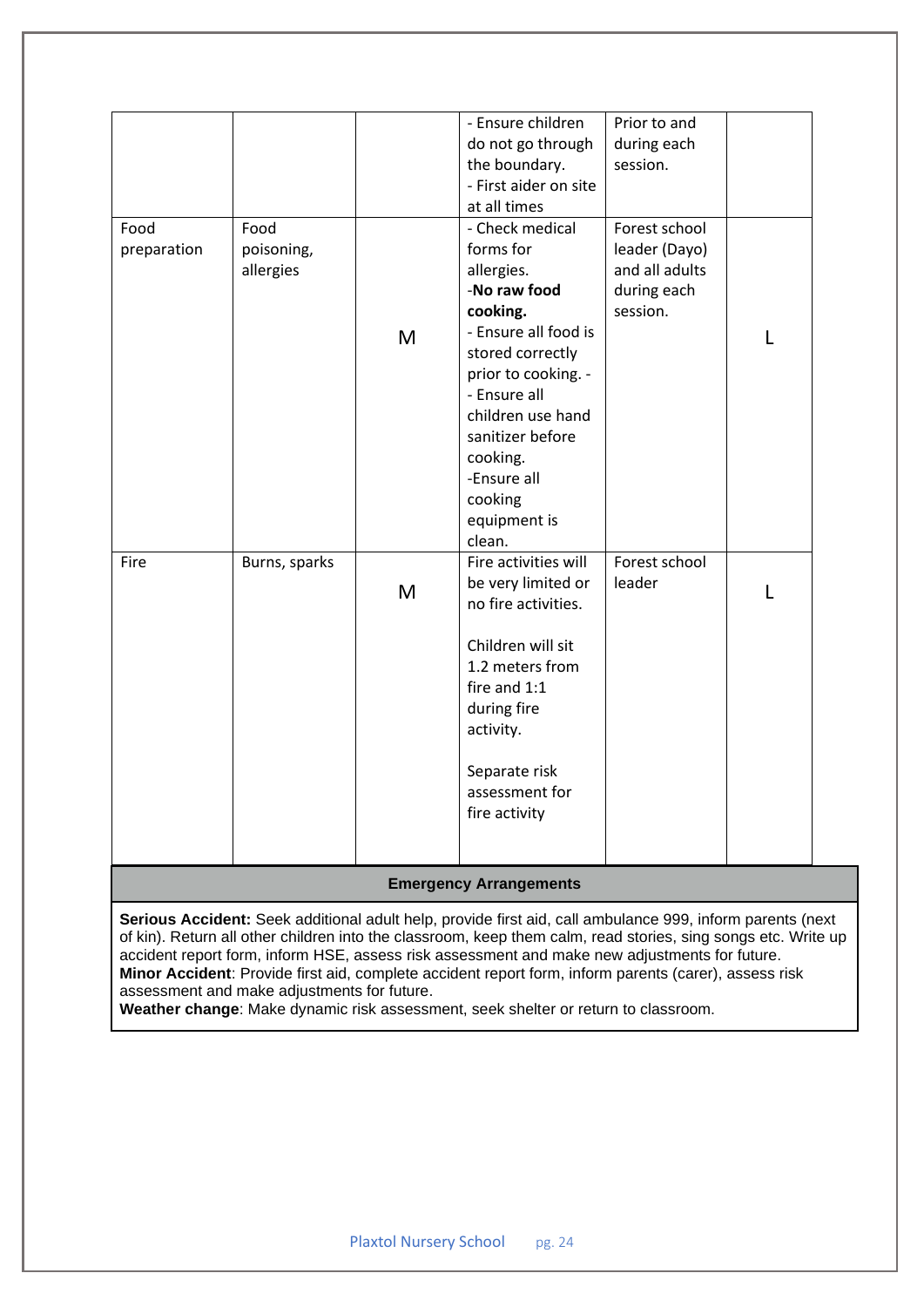| | | | - Ensure children do not go through the boundary.<br>- First aider on site at all times | Prior to and during each session. | |
|---|---|---|---|---|---|
| Food preparation | Food poisoning, allergies | M | - Check medical forms for allergies.<br>-**No raw food cooking.**<br>- Ensure all food is stored correctly prior to cooking. -<br>- Ensure all children use hand sanitizer before cooking.<br>-Ensure all cooking equipment is clean. | Forest school leader (Dayo) and all adults during each session. | L |
| Fire | Burns, sparks | M | Fire activities will be very limited or no fire activities.<br><br>Children will sit 1.2 meters from fire and 1:1 during fire activity.<br><br>Separate risk assessment for fire activity | Forest school leader | L |

| Emergency Arrangements |
|---|
| **Serious Accident:** Seek additional adult help, provide first aid, call ambulance 999, inform parents (next of kin). Return all other children into the classroom, keep them calm, read stories, sing songs etc. Write up accident report form, inform HSE, assess risk assessment and make new adjustments for future.<br>**Minor Accident**: Provide first aid, complete accident report form, inform parents (carer), assess risk assessment and make adjustments for future.<br>**Weather change**: Make dynamic risk assessment, seek shelter or return to classroom. |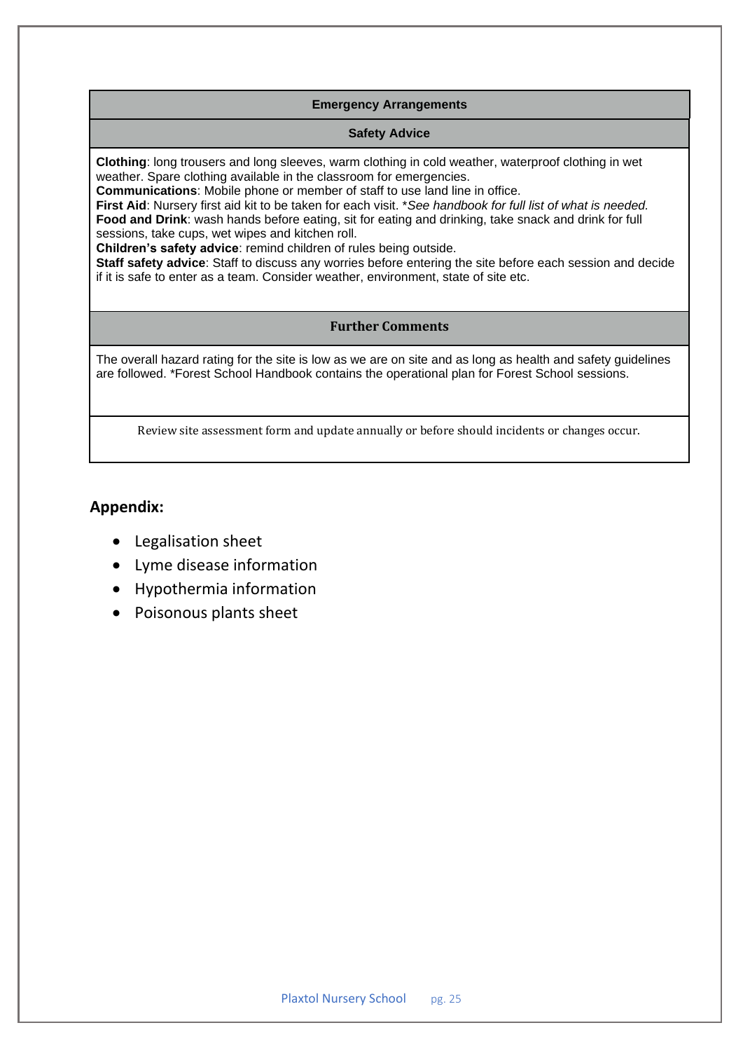| Emergency Arrangements |
| --- |
| **Safety Advice** |
| **Clothing**: long trousers and long sleeves, warm clothing in cold weather, waterproof clothing in wet weather. Spare clothing available in the classroom for emergencies.<br>**Communications**: Mobile phone or member of staff to use land line in office.<br>**First Aid**: Nursery first aid kit to be taken for each visit. **See handbook for full list of what is needed.*<br>**Food and Drink**: wash hands before eating, sit for eating and drinking, take snack and drink for full sessions, take cups, wet wipes and kitchen roll.<br>**Children's safety advice**: remind children of rules being outside.<br>**Staff safety advice**: Staff to discuss any worries before entering the site before each session and decide if it is safe to enter as a team. Consider weather, environment, state of site etc. |
| **Further Comments** |
| The overall hazard rating for the site is low as we are on site and as long as health and safety guidelines are followed. *Forest School Handbook contains the operational plan for Forest School sessions. |
| Review site assessment form and update annually or before should incidents or changes occur. |

## Appendix:

- Legalisation sheet
- Lyme disease information
- Hypothermia information
- Poisonous plants sheet